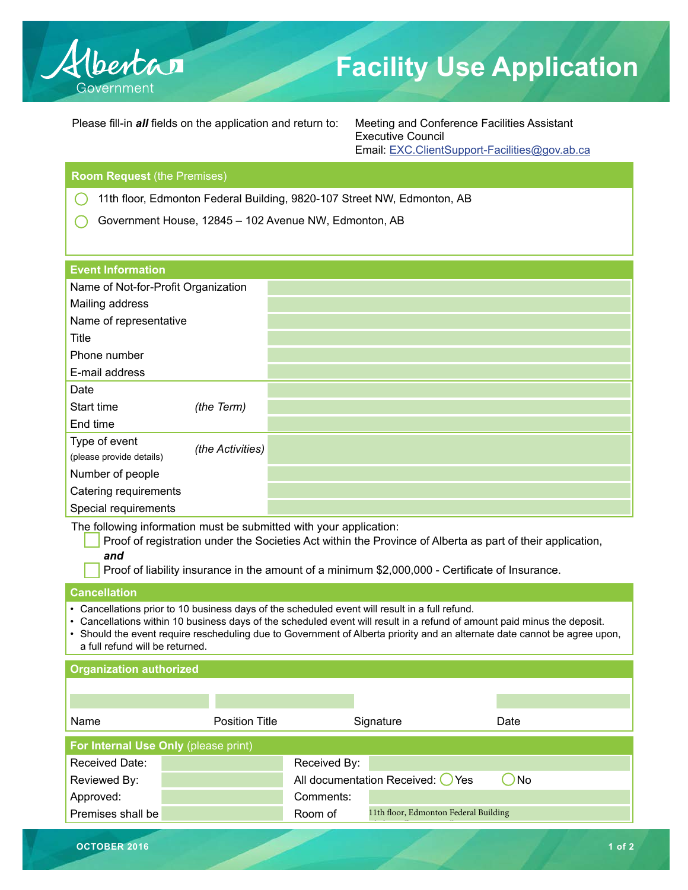Alberta Government

# Facility Use Application

Please fill-in ***all*** fields on the application and return to:

Meeting and Conference Facilities Assistant
Executive Council
Email: EXC.ClientSupport-Facilities@gov.ab.ca

## Room Request (the Premises)

- ◯ 11th floor, Edmonton Federal Building, 9820-107 Street NW, Edmonton, AB
- ◯ Government House, 12845 – 102 Avenue NW, Edmonton, AB

## Event Information

| | | |
|---|---|---|
| Name of Not-for-Profit Organization | | |
| Mailing address | | |
| Name of representative | | |
| Title | | |
| Phone number | | |
| E-mail address | | |
| Date | | |
| Start time | *(the Term)* | |
| End time | | |
| Type of event (please provide details) | *(the Activities)* | |
| Number of people | | |
| Catering requirements | | |
| Special requirements | | |

The following information must be submitted with your application:

- ☐ Proof of registration under the Societies Act within the Province of Alberta as part of their application, ***and***
- ☐ Proof of liability insurance in the amount of a minimum $2,000,000 - Certificate of Insurance.

## Cancellation

- Cancellations prior to 10 business days of the scheduled event will result in a full refund.
- Cancellations within 10 business days of the scheduled event will result in a refund of amount paid minus the deposit.
- Should the event require rescheduling due to Government of Alberta priority and an alternate date cannot be agree upon, a full refund will be returned.

## Organization authorized

| | | | |
|---|---|---|---|
| | | | |
| Name | Position Title | Signature | Date |

## For Internal Use Only (please print)

| | | | |
|---|---|---|---|
| Received Date: | | Received By: | |
| Reviewed By: | | All documentation Received: | ◯ Yes ◯ No |
| Approved: | | Comments: | |
| Premises shall be | | Room of | 11th floor, Edmonton Federal Building |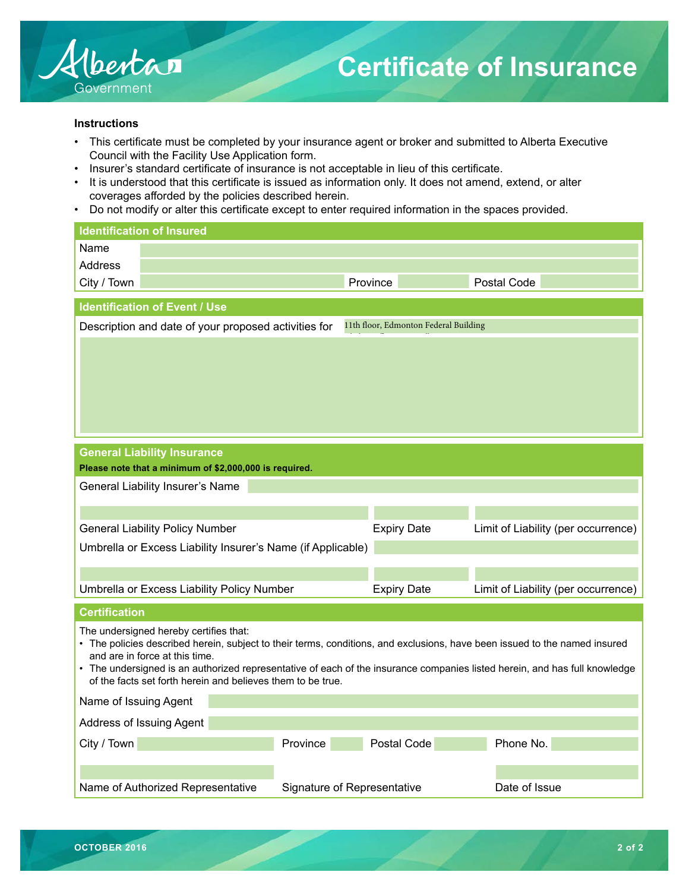# Certificate of Insurance

Alberta Government

### Instructions

- This certificate must be completed by your insurance agent or broker and submitted to Alberta Executive Council with the Facility Use Application form.
- Insurer's standard certificate of insurance is not acceptable in lieu of this certificate.
- It is understood that this certificate is issued as information only. It does not amend, extend, or alter coverages afforded by the policies described herein.
- Do not modify or alter this certificate except to enter required information in the spaces provided.

## Identification of Insured

Name

Address

City / Town | Province | Postal Code

## Identification of Event / Use

Description and date of your proposed activities for 11th floor, Edmonton Federal Building

## General Liability Insurance

**Please note that a minimum of $2,000,000 is required.**

General Liability Insurer's Name

General Liability Policy Number | Expiry Date | Limit of Liability (per occurrence)

Umbrella or Excess Liability Insurer's Name (if Applicable)

Umbrella or Excess Liability Policy Number | Expiry Date | Limit of Liability (per occurrence)

## Certification

The undersigned hereby certifies that:

- The policies described herein, subject to their terms, conditions, and exclusions, have been issued to the named insured and are in force at this time.
- The undersigned is an authorized representative of each of the insurance companies listed herein, and has full knowledge of the facts set forth herein and believes them to be true.

Name of Issuing Agent

Address of Issuing Agent

City / Town | Province | Postal Code | Phone No.

Name of Authorized Representative | Signature of Representative | Date of Issue

OCTOBER 2016